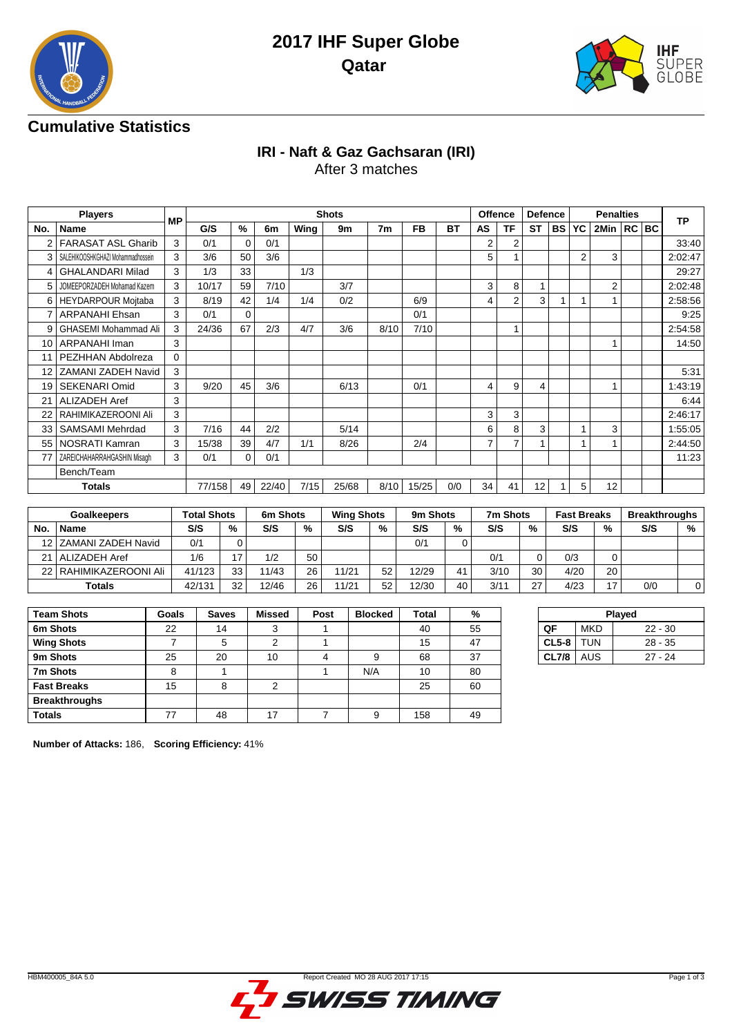# 2017 IHF Super Globe
## Qatar

## Cumulative Statistics

### IRI - Naft & Gaz Gachsaran (IRI)
After 3 matches

| Players | | MP | Shots | | | | | | | | Offence | | Defence | | Penalties | | | | TP |
|---|---|---|---|---|---|---|---|---|---|---|---|---|---|---|---|---|---|---|---|
| No. | Name | | G/S | % | 6m | Wing | 9m | 7m | FB | BT | AS | TF | ST | BS | YC | 2Min | RC | BC | |
| 2 | FARASAT ASL Gharib | 3 | 0/1 | 0 | 0/1 | | | | | | 2 | 2 | | | | | | | 33:40 |
| 3 | SALEHIKOOSHKGHAZI Mohammadhossein | 3 | 3/6 | 50 | 3/6 | | | | | | 5 | 1 | | | 2 | 3 | | | 2:02:47 |
| 4 | GHALANDARI Milad | 3 | 1/3 | 33 | | 1/3 | | | | | | | | | | | | | 29:27 |
| 5 | JOMEEPORZADEH Mohamad Kazem | 3 | 10/17 | 59 | 7/10 | | 3/7 | | | | 3 | 8 | 1 | | | 2 | | | 2:02:48 |
| 6 | HEYDARPOUR Mojtaba | 3 | 8/19 | 42 | 1/4 | 1/4 | 0/2 | | 6/9 | | 4 | 2 | 3 | 1 | 1 | 1 | | | 2:58:56 |
| 7 | ARPANAHI Ehsan | 3 | 0/1 | 0 | | | | | 0/1 | | | | | | | | | | 9:25 |
| 9 | GHASEMI Mohammad Ali | 3 | 24/36 | 67 | 2/3 | 4/7 | 3/6 | 8/10 | 7/10 | | | 1 | | | | | | | 2:54:58 |
| 10 | ARPANAHI Iman | 3 | | | | | | | | | | | | | | 1 | | | 14:50 |
| 11 | PEZHHAN Abdolreza | 0 | | | | | | | | | | | | | | | | | |
| 12 | ZAMANI ZADEH Navid | 3 | | | | | | | | | | | | | | | | | 5:31 |
| 19 | SEKENARI Omid | 3 | 9/20 | 45 | 3/6 | | 6/13 | | 0/1 | | 4 | 9 | 4 | | | 1 | | | 1:43:19 |
| 21 | ALIZADEH Aref | 3 | | | | | | | | | | | | | | | | | 6:44 |
| 22 | RAHIMIKAZEROONI Ali | 3 | | | | | | | | | 3 | 3 | | | | | | | 2:46:17 |
| 33 | SAMSAMI Mehrdad | 3 | 7/16 | 44 | 2/2 | | 5/14 | | | | 6 | 8 | 3 | | 1 | 3 | | | 1:55:05 |
| 55 | NOSRATI Kamran | 3 | 15/38 | 39 | 4/7 | 1/1 | 8/26 | | 2/4 | | 7 | 7 | 1 | | 1 | 1 | | | 2:44:50 |
| 77 | ZAREICHAHARRAHGASHIN Misagh | 3 | 0/1 | 0 | 0/1 | | | | | | | | | | | | | | 11:23 |
| | Bench/Team | | | | | | | | | | | | | | | | | | |
| | Totals | | 77/158 | 49 | 22/40 | 7/15 | 25/68 | 8/10 | 15/25 | 0/0 | 34 | 41 | 12 | 1 | 5 | 12 | | | |

| Goalkeepers | | Total Shots | | 6m Shots | | Wing Shots | | 9m Shots | | 7m Shots | | Fast Breaks | | Breakthroughs | |
|---|---|---|---|---|---|---|---|---|---|---|---|---|---|---|---|
| No. | Name | S/S | % | S/S | % | S/S | % | S/S | % | S/S | % | S/S | % | S/S | % |
| 12 | ZAMANI ZADEH Navid | 0/1 | 0 | | | | | 0/1 | 0 | | | | | | |
| 21 | ALIZADEH Aref | 1/6 | 17 | 1/2 | 50 | | | | | 0/1 | 0 | 0/3 | 0 | | |
| 22 | RAHIMIKAZEROONI Ali | 41/123 | 33 | 11/43 | 26 | 11/21 | 52 | 12/29 | 41 | 3/10 | 30 | 4/20 | 20 | | |
| | Totals | 42/131 | 32 | 12/46 | 26 | 11/21 | 52 | 12/30 | 40 | 3/11 | 27 | 4/23 | 17 | 0/0 | 0 |

| Team Shots | Goals | Saves | Missed | Post | Blocked | Total | % |
|---|---|---|---|---|---|---|---|
| 6m Shots | 22 | 14 | 3 | 1 | | 40 | 55 |
| Wing Shots | 7 | 5 | 2 | 1 | | 15 | 47 |
| 9m Shots | 25 | 20 | 10 | 4 | 9 | 68 | 37 |
| 7m Shots | 8 | 1 | | 1 | N/A | 10 | 80 |
| Fast Breaks | 15 | 8 | 2 | | | 25 | 60 |
| Breakthroughs | | | | | | | |
| Totals | 77 | 48 | 17 | 7 | 9 | 158 | 49 |

| Played | | |
|---|---|---|
| QF | MKD | 22 - 30 |
| CL5-8 | TUN | 28 - 35 |
| CL7/8 | AUS | 27 - 24 |

**Number of Attacks:** 186, **Scoring Efficiency:** 41%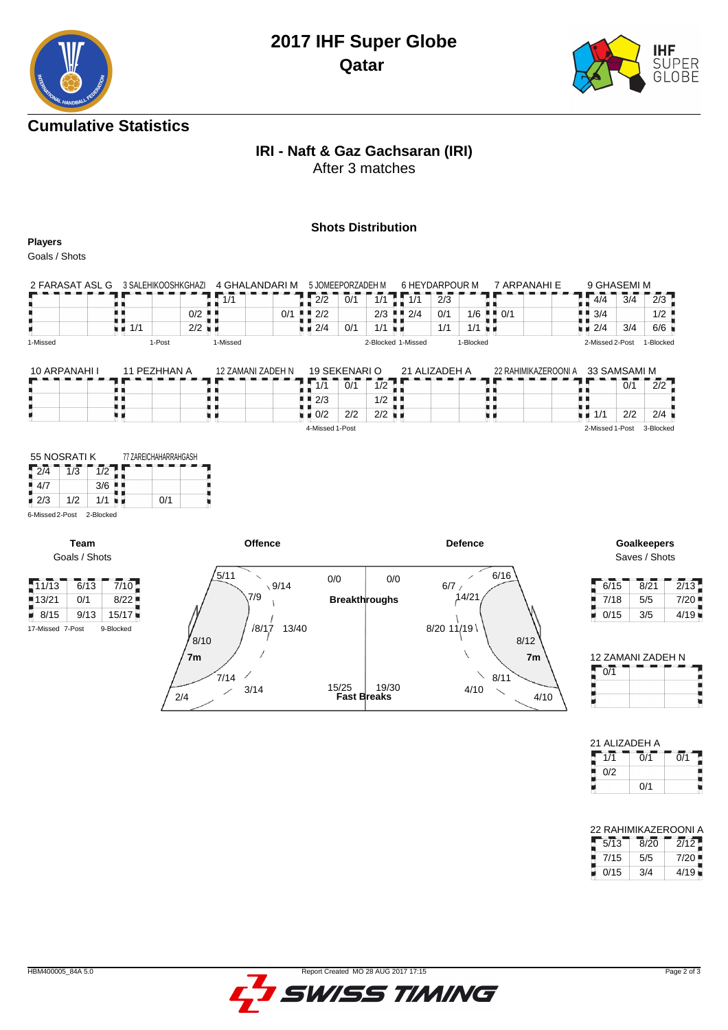# 2017 IHF Super Globe
## Qatar

## Cumulative Statistics

### IRI - Naft & Gaz Gachsaran (IRI)
After 3 matches

### Shots Distribution

**Players**
Goals / Shots

**2 FARASAT ASL G**

| | | |
|---|---|---|
| | | |
| | | |
| | | |

1-Missed

**3 SALEHIKOOSHKGHAZI**

| | | |
|---|---|---|
| | | |
| | | 0/2 |
| 1/1 | | 2/2 |

1-Post

**4 GHALANDARI M**

| | | |
|---|---|---|
| 1/1 | | |
| | | 0/1 |
| | | |

1-Missed

**5 JOMEEPORZADEH M**

| | | |
|---|---|---|
| 2/2 | 0/1 | 1/1 |
| 2/2 | | 2/3 |
| 2/4 | 0/1 | 1/1 |

2-Blocked

**6 HEYDARPOUR M**

| | | |
|---|---|---|
| 1/1 | 2/3 | |
| 2/4 | 0/1 | 1/6 |
| | 1/1 | 1/1 |

1-Missed 1-Blocked

**7 ARPANAHI E**

| | | |
|---|---|---|
| | | |
| 0/1 | | |
| | | |

**9 GHASEMI M**

| | | |
|---|---|---|
| 4/4 | 3/4 | 2/3 |
| 3/4 | | 1/2 |
| 2/4 | 3/4 | 6/6 |

2-Missed 2-Post 1-Blocked

**10 ARPANAHI I**

| | | |
|---|---|---|
| | | |
| | | |
| | | |

**11 PEZHHAN A**

| | | |
|---|---|---|
| | | |
| | | |
| | | |

**12 ZAMANI ZADEH N**

| | | |
|---|---|---|
| | | |
| | | |
| | | |

**19 SEKENARI O**

| | | |
|---|---|---|
| 1/1 | 0/1 | 1/2 |
| 2/3 | | 1/2 |
| 0/2 | 2/2 | 2/2 |

4-Missed 1-Post

**21 ALIZADEH A**

| | | |
|---|---|---|
| | | |
| | | |
| | | |

**22 RAHIMIKAZEROONI A**

| | | |
|---|---|---|
| | | |
| | | |
| | | |

**33 SAMSAMI M**

| | | |
|---|---|---|
| | 0/1 | 2/2 |
| | | |
| 1/1 | 2/2 | 2/4 |

2-Missed 1-Post 3-Blocked

**55 NOSRATI K**

| | | |
|---|---|---|
| 2/4 | 1/3 | 1/2 |
| 4/7 | | 3/6 |
| 2/3 | 1/2 | 1/1 |

6-Missed 2-Post 2-Blocked

**77 ZAREICHAHARRAHGASH**

| | | |
|---|---|---|
| | | |
| | | |
| | 0/1 | |

**Team**
Goals / Shots

| | | |
|---|---|---|
| 11/13 | 6/13 | 7/10 |
| 13/21 | 0/1 | 8/22 |
| 8/15 | 9/13 | 15/17 |

17-Missed 7-Post 9-Blocked

**Offence**

- 5/11, 9/14, 7/9, 8/17, 13/40, 8/10, 7m: 7/14, 3/14, 2/4
- Breakthroughs: 0/0
- Fast Breaks: 15/25

**Defence**

- Breakthroughs: 0/0
- Fast Breaks: 19/30
- 6/7, 6/16, 14/21, 8/20, 11/19, 8/12, 7m: 8/11, 4/10, 4/10

**Goalkeepers**
Saves / Shots

| | | |
|---|---|---|
| 6/15 | 8/21 | 2/13 |
| 7/18 | 5/5 | 7/20 |
| 0/15 | 3/5 | 4/19 |

**12 ZAMANI ZADEH N**

| | | |
|---|---|---|
| 0/1 | | |
| | | |
| | | |

**21 ALIZADEH A**

| | | |
|---|---|---|
| 1/1 | 0/1 | 0/1 |
| 0/2 | | |
| | 0/1 | |

**22 RAHIMIKAZEROONI A**

| | | |
|---|---|---|
| 5/13 | 8/20 | 2/12 |
| 7/15 | 5/5 | 7/20 |
| 0/15 | 3/4 | 4/19 |

HBM400005_84A 5.0 Report Created MO 28 AUG 2017 17:15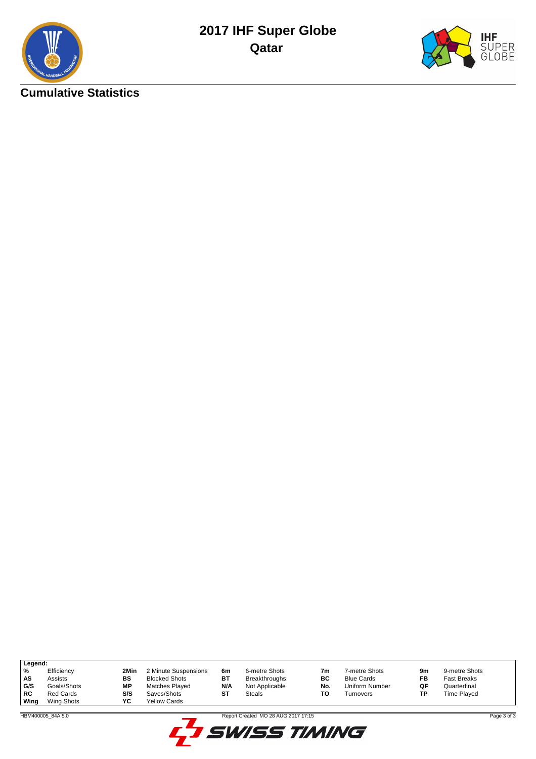# 2017 IHF Super Globe
## Qatar

## Cumulative Statistics

**Legend:**

| | | | | | | | | | |
|---|---|---|---|---|---|---|---|---|---|
| % | Efficiency | 2Min | 2 Minute Suspensions | 6m | 6-metre Shots | 7m | 7-metre Shots | 9m | 9-metre Shots |
| AS | Assists | BS | Blocked Shots | BT | Breakthroughs | BC | Blue Cards | FB | Fast Breaks |
| G/S | Goals/Shots | MP | Matches Played | N/A | Not Applicable | No. | Uniform Number | QF | Quarterfinal |
| RC | Red Cards | S/S | Saves/Shots | ST | Steals | TO | Turnovers | TP | Time Played |
| Wing | Wing Shots | YC | Yellow Cards | | | | | | |

HBM400005_84A 5.0 Report Created MO 28 AUG 2017 17:15